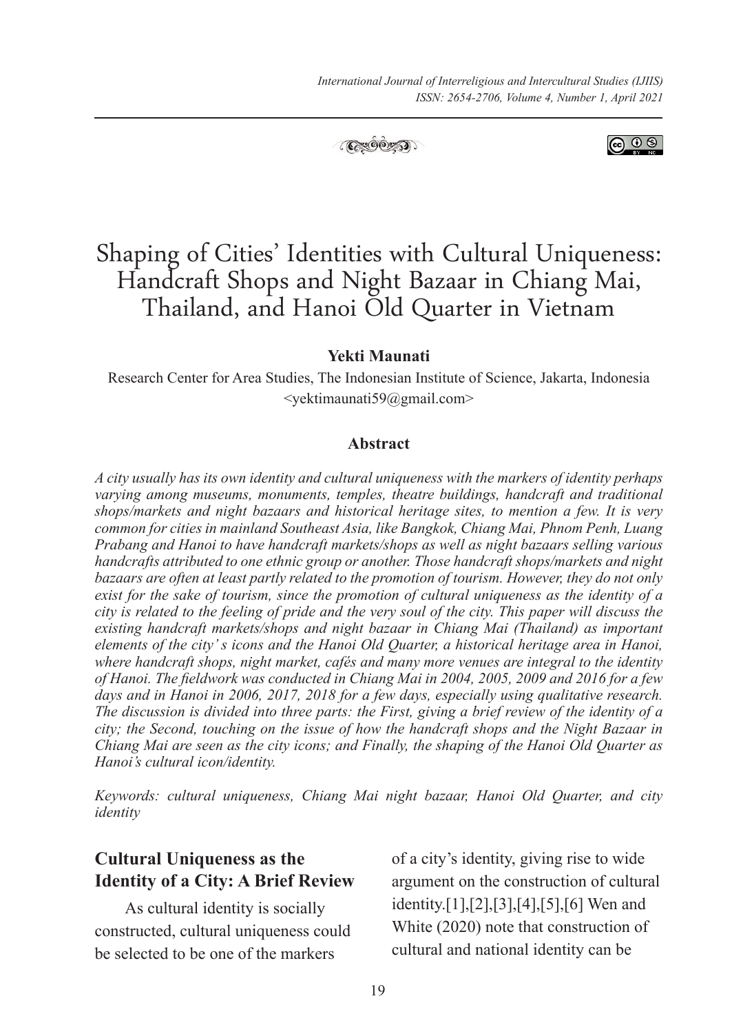# Shaping of Cities' Identities with Cultural Uniqueness: Handcraft Shops and Night Bazaar in Chiang Mai, Thailand, and Hanoi Old Quarter in Vietnam

**Yekti Maunati**

Research Center for Area Studies, The Indonesian Institute of Science, Jakarta, Indonesia
<yektimaunati59@gmail.com>

### Abstract

*A city usually has its own identity and cultural uniqueness with the markers of identity perhaps varying among museums, monuments, temples, theatre buildings, handcraft and traditional shops/markets and night bazaars and historical heritage sites, to mention a few. It is very common for cities in mainland Southeast Asia, like Bangkok, Chiang Mai, Phnom Penh, Luang Prabang and Hanoi to have handcraft markets/shops as well as night bazaars selling various handcrafts attributed to one ethnic group or another. Those handcraft shops/markets and night bazaars are often at least partly related to the promotion of tourism. However, they do not only exist for the sake of tourism, since the promotion of cultural uniqueness as the identity of a city is related to the feeling of pride and the very soul of the city. This paper will discuss the existing handcraft markets/shops and night bazaar in Chiang Mai (Thailand) as important elements of the city' s icons and the Hanoi Old Quarter, a historical heritage area in Hanoi, where handcraft shops, night market, cafés and many more venues are integral to the identity of Hanoi. The fieldwork was conducted in Chiang Mai in 2004, 2005, 2009 and 2016 for a few days and in Hanoi in 2006, 2017, 2018 for a few days, especially using qualitative research. The discussion is divided into three parts: the First, giving a brief review of the identity of a city; the Second, touching on the issue of how the handcraft shops and the Night Bazaar in Chiang Mai are seen as the city icons; and Finally, the shaping of the Hanoi Old Quarter as Hanoi's cultural icon/identity.*

*Keywords: cultural uniqueness, Chiang Mai night bazaar, Hanoi Old Quarter, and city identity*

## Cultural Uniqueness as the Identity of a City: A Brief Review

As cultural identity is socially constructed, cultural uniqueness could be selected to be one of the markers of a city's identity, giving rise to wide argument on the construction of cultural identity.[1],[2],[3],[4],[5],[6] Wen and White (2020) note that construction of cultural and national identity can be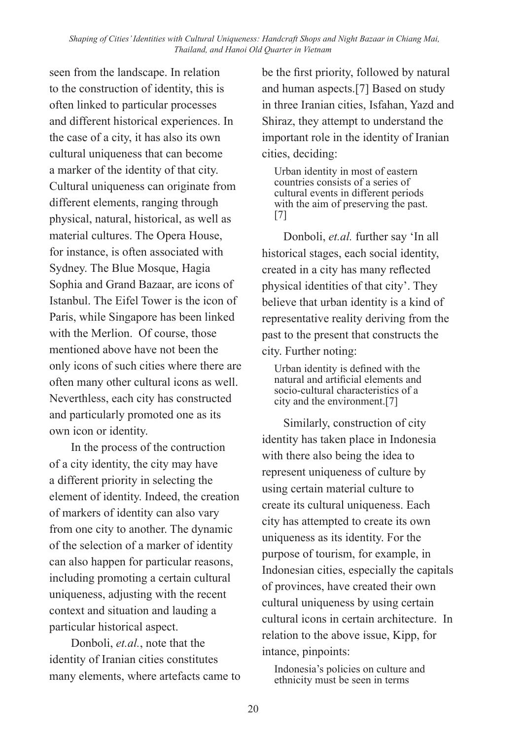seen from the landscape. In relation to the construction of identity, this is often linked to particular processes and different historical experiences. In the case of a city, it has also its own cultural uniqueness that can become a marker of the identity of that city. Cultural uniqueness can originate from different elements, ranging through physical, natural, historical, as well as material cultures. The Opera House, for instance, is often associated with Sydney. The Blue Mosque, Hagia Sophia and Grand Bazaar, are icons of Istanbul. The Eifel Tower is the icon of Paris, while Singapore has been linked with the Merlion. Of course, those mentioned above have not been the only icons of such cities where there are often many other cultural icons as well. Neverthless, each city has constructed and particularly promoted one as its own icon or identity.

In the process of the contruction of a city identity, the city may have a different priority in selecting the element of identity. Indeed, the creation of markers of identity can also vary from one city to another. The dynamic of the selection of a marker of identity can also happen for particular reasons, including promoting a certain cultural uniqueness, adjusting with the recent context and situation and lauding a particular historical aspect.

Donboli, *et.al.*, note that the identity of Iranian cities constitutes many elements, where artefacts came to be the first priority, followed by natural and human aspects.[7] Based on study in three Iranian cities, Isfahan, Yazd and Shiraz, they attempt to understand the important role in the identity of Iranian cities, deciding:

> Urban identity in most of eastern countries consists of a series of cultural events in different periods with the aim of preserving the past.[7]

Donboli, *et.al.* further say 'In all historical stages, each social identity, created in a city has many reflected physical identities of that city'. They believe that urban identity is a kind of representative reality deriving from the past to the present that constructs the city. Further noting:

> Urban identity is defined with the natural and artificial elements and socio-cultural characteristics of a city and the environment.[7]

Similarly, construction of city identity has taken place in Indonesia with there also being the idea to represent uniqueness of culture by using certain material culture to create its cultural uniqueness. Each city has attempted to create its own uniqueness as its identity. For the purpose of tourism, for example, in Indonesian cities, especially the capitals of provinces, have created their own cultural uniqueness by using certain cultural icons in certain architecture. In relation to the above issue, Kipp, for intance, pinpoints:

> Indonesia's policies on culture and ethnicity must be seen in terms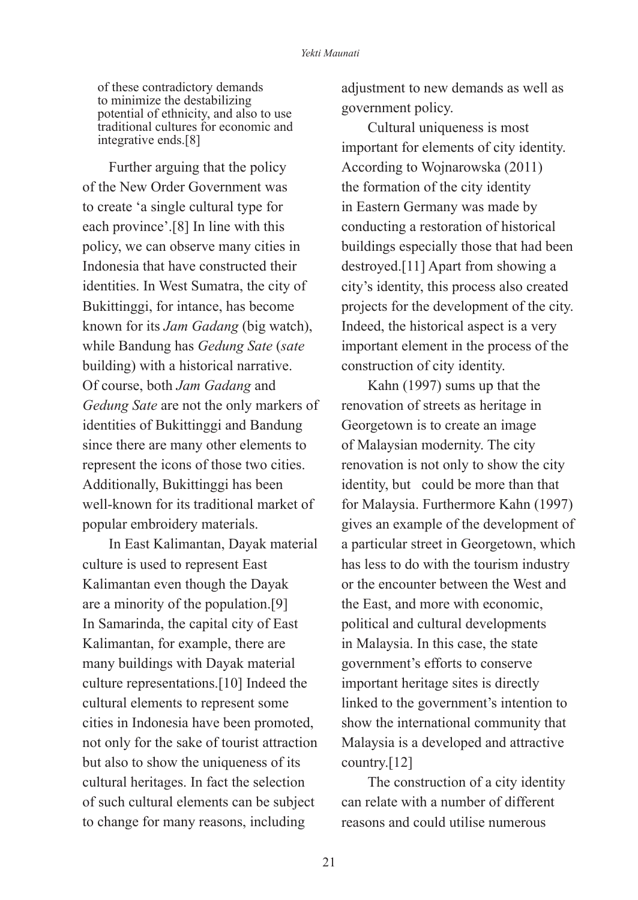> of these contradictory demands to minimize the destabilizing potential of ethnicity, and also to use traditional cultures for economic and integrative ends.[8]

Further arguing that the policy of the New Order Government was to create 'a single cultural type for each province'.[8] In line with this policy, we can observe many cities in Indonesia that have constructed their identities. In West Sumatra, the city of Bukittinggi, for intance, has become known for its *Jam Gadang* (big watch), while Bandung has *Gedung Sate* (*sate* building) with a historical narrative. Of course, both *Jam Gadang* and *Gedung Sate* are not the only markers of identities of Bukittinggi and Bandung since there are many other elements to represent the icons of those two cities. Additionally, Bukittinggi has been well-known for its traditional market of popular embroidery materials.

In East Kalimantan, Dayak material culture is used to represent East Kalimantan even though the Dayak are a minority of the population.[9] In Samarinda, the capital city of East Kalimantan, for example, there are many buildings with Dayak material culture representations.[10] Indeed the cultural elements to represent some cities in Indonesia have been promoted, not only for the sake of tourist attraction but also to show the uniqueness of its cultural heritages. In fact the selection of such cultural elements can be subject to change for many reasons, including adjustment to new demands as well as government policy.

Cultural uniqueness is most important for elements of city identity. According to Wojnarowska (2011) the formation of the city identity in Eastern Germany was made by conducting a restoration of historical buildings especially those that had been destroyed.[11] Apart from showing a city's identity, this process also created projects for the development of the city. Indeed, the historical aspect is a very important element in the process of the construction of city identity.

Kahn (1997) sums up that the renovation of streets as heritage in Georgetown is to create an image of Malaysian modernity. The city renovation is not only to show the city identity, but could be more than that for Malaysia. Furthermore Kahn (1997) gives an example of the development of a particular street in Georgetown, which has less to do with the tourism industry or the encounter between the West and the East, and more with economic, political and cultural developments in Malaysia. In this case, the state government's efforts to conserve important heritage sites is directly linked to the government's intention to show the international community that Malaysia is a developed and attractive country.[12]

The construction of a city identity can relate with a number of different reasons and could utilise numerous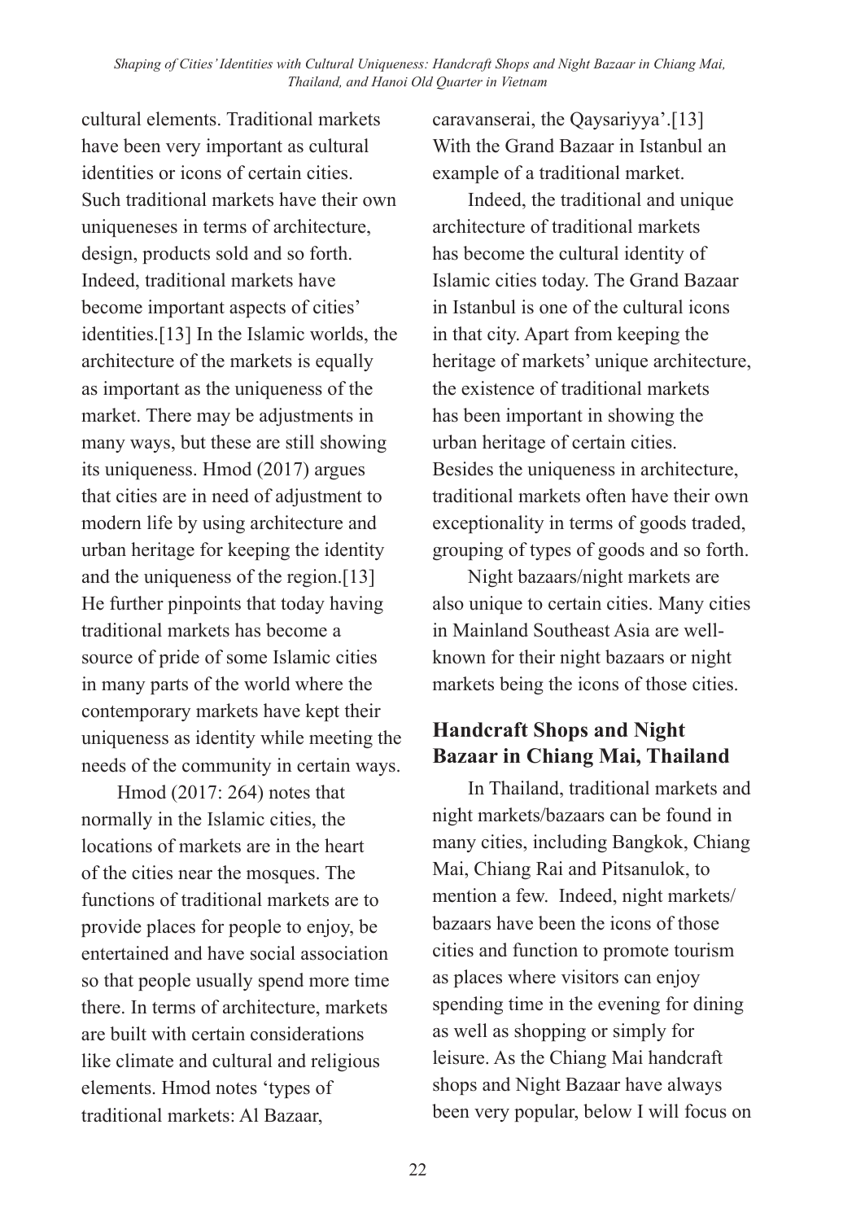cultural elements. Traditional markets have been very important as cultural identities or icons of certain cities. Such traditional markets have their own uniqueneses in terms of architecture, design, products sold and so forth. Indeed, traditional markets have become important aspects of cities' identities.[13] In the Islamic worlds, the architecture of the markets is equally as important as the uniqueness of the market. There may be adjustments in many ways, but these are still showing its uniqueness. Hmod (2017) argues that cities are in need of adjustment to modern life by using architecture and urban heritage for keeping the identity and the uniqueness of the region.[13] He further pinpoints that today having traditional markets has become a source of pride of some Islamic cities in many parts of the world where the contemporary markets have kept their uniqueness as identity while meeting the needs of the community in certain ways.

Hmod (2017: 264) notes that normally in the Islamic cities, the locations of markets are in the heart of the cities near the mosques. The functions of traditional markets are to provide places for people to enjoy, be entertained and have social association so that people usually spend more time there. In terms of architecture, markets are built with certain considerations like climate and cultural and religious elements. Hmod notes 'types of traditional markets: Al Bazaar, caravanserai, the Qaysariyya'.[13] With the Grand Bazaar in Istanbul an example of a traditional market.

Indeed, the traditional and unique architecture of traditional markets has become the cultural identity of Islamic cities today. The Grand Bazaar in Istanbul is one of the cultural icons in that city. Apart from keeping the heritage of markets' unique architecture, the existence of traditional markets has been important in showing the urban heritage of certain cities. Besides the uniqueness in architecture, traditional markets often have their own exceptionality in terms of goods traded, grouping of types of goods and so forth.

Night bazaars/night markets are also unique to certain cities. Many cities in Mainland Southeast Asia are well-known for their night bazaars or night markets being the icons of those cities.

## Handcraft Shops and Night Bazaar in Chiang Mai, Thailand

In Thailand, traditional markets and night markets/bazaars can be found in many cities, including Bangkok, Chiang Mai, Chiang Rai and Pitsanulok, to mention a few. Indeed, night markets/bazaars have been the icons of those cities and function to promote tourism as places where visitors can enjoy spending time in the evening for dining as well as shopping or simply for leisure. As the Chiang Mai handcraft shops and Night Bazaar have always been very popular, below I will focus on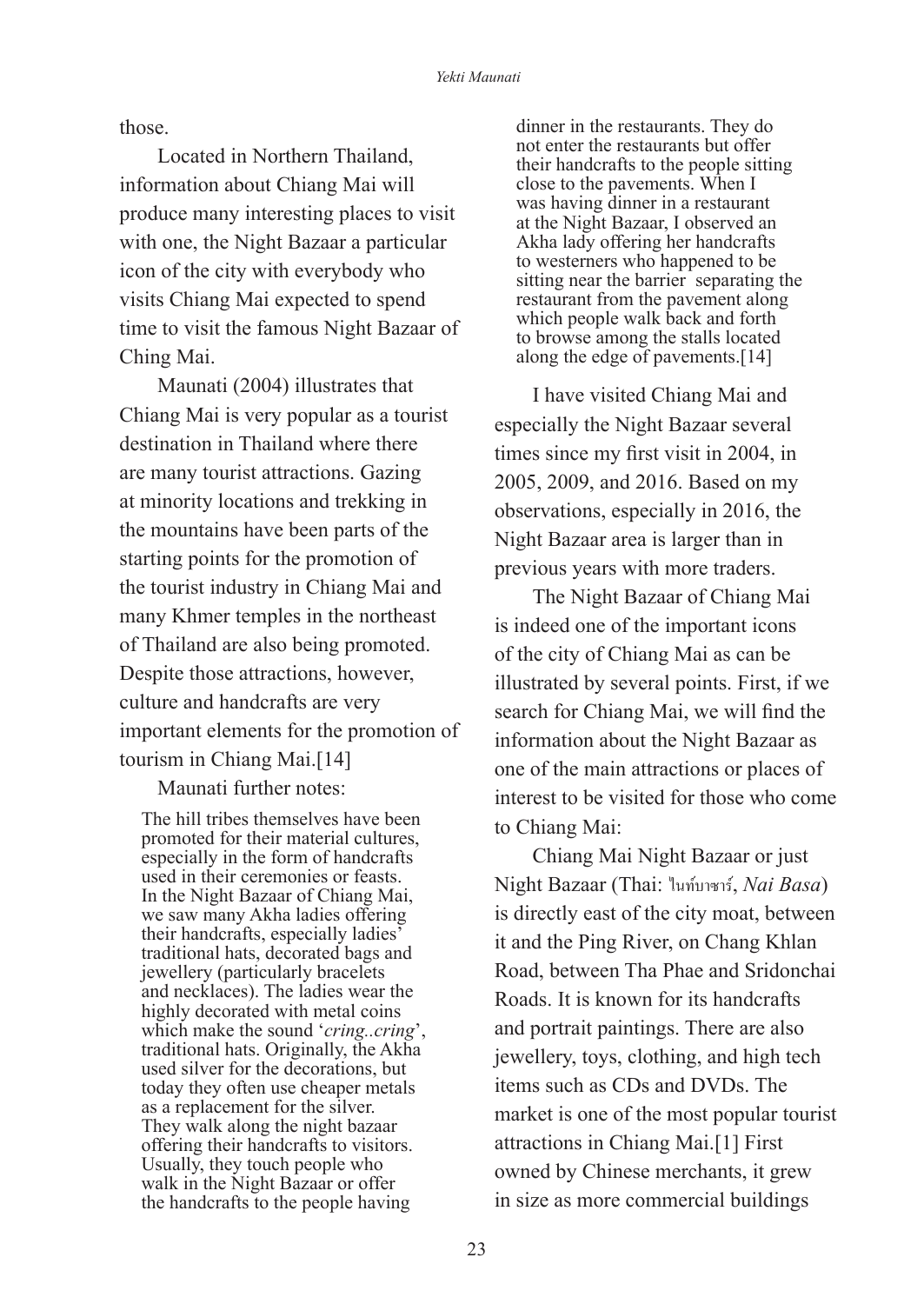those.

Located in Northern Thailand, information about Chiang Mai will produce many interesting places to visit with one, the Night Bazaar a particular icon of the city with everybody who visits Chiang Mai expected to spend time to visit the famous Night Bazaar of Ching Mai.

Maunati (2004) illustrates that Chiang Mai is very popular as a tourist destination in Thailand where there are many tourist attractions. Gazing at minority locations and trekking in the mountains have been parts of the starting points for the promotion of the tourist industry in Chiang Mai and many Khmer temples in the northeast of Thailand are also being promoted. Despite those attractions, however, culture and handcrafts are very important elements for the promotion of tourism in Chiang Mai.[14]

Maunati further notes:

> The hill tribes themselves have been promoted for their material cultures, especially in the form of handcrafts used in their ceremonies or feasts. In the Night Bazaar of Chiang Mai, we saw many Akha ladies offering their handcrafts, especially ladies' traditional hats, decorated bags and jewellery (particularly bracelets and necklaces). The ladies wear the highly decorated with metal coins which make the sound '*cring..cring*', traditional hats. Originally, the Akha used silver for the decorations, but today they often use cheaper metals as a replacement for the silver. They walk along the night bazaar offering their handcrafts to visitors. Usually, they touch people who walk in the Night Bazaar or offer the handcrafts to the people having dinner in the restaurants. They do not enter the restaurants but offer their handcrafts to the people sitting close to the pavements. When I was having dinner in a restaurant at the Night Bazaar, I observed an Akha lady offering her handcrafts to westerners who happened to be sitting near the barrier separating the restaurant from the pavement along which people walk back and forth to browse among the stalls located along the edge of pavements.[14]

I have visited Chiang Mai and especially the Night Bazaar several times since my first visit in 2004, in 2005, 2009, and 2016. Based on my observations, especially in 2016, the Night Bazaar area is larger than in previous years with more traders.

The Night Bazaar of Chiang Mai is indeed one of the important icons of the city of Chiang Mai as can be illustrated by several points. First, if we search for Chiang Mai, we will find the information about the Night Bazaar as one of the main attractions or places of interest to be visited for those who come to Chiang Mai:

Chiang Mai Night Bazaar or just Night Bazaar (Thai: ไนท์บาซาร์, *Nai Basa*) is directly east of the city moat, between it and the Ping River, on Chang Khlan Road, between Tha Phae and Sridonchai Roads. It is known for its handcrafts and portrait paintings. There are also jewellery, toys, clothing, and high tech items such as CDs and DVDs. The market is one of the most popular tourist attractions in Chiang Mai.[1] First owned by Chinese merchants, it grew in size as more commercial buildings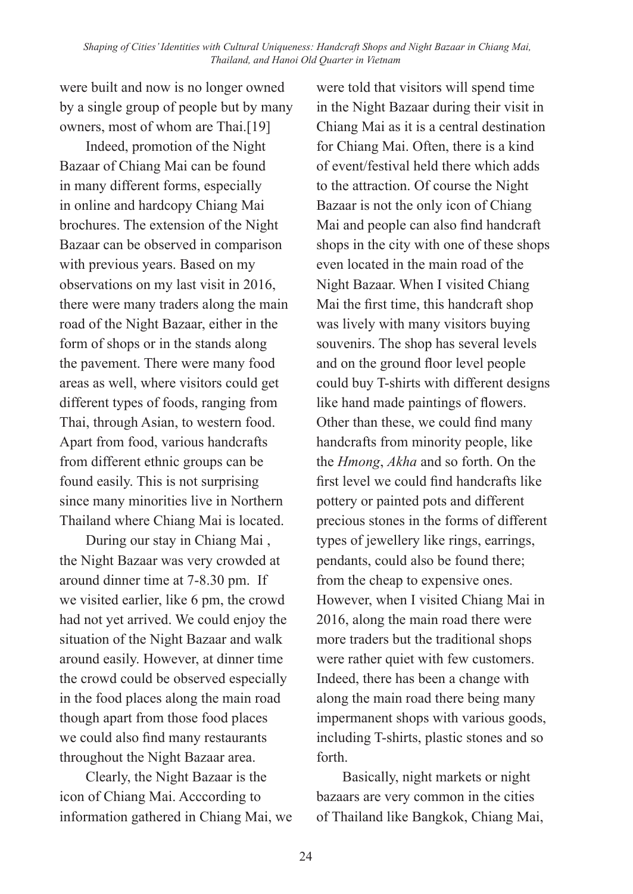were built and now is no longer owned by a single group of people but by many owners, most of whom are Thai.[19]

Indeed, promotion of the Night Bazaar of Chiang Mai can be found in many different forms, especially in online and hardcopy Chiang Mai brochures. The extension of the Night Bazaar can be observed in comparison with previous years. Based on my observations on my last visit in 2016, there were many traders along the main road of the Night Bazaar, either in the form of shops or in the stands along the pavement. There were many food areas as well, where visitors could get different types of foods, ranging from Thai, through Asian, to western food. Apart from food, various handcrafts from different ethnic groups can be found easily. This is not surprising since many minorities live in Northern Thailand where Chiang Mai is located.

During our stay in Chiang Mai , the Night Bazaar was very crowded at around dinner time at 7-8.30 pm. If we visited earlier, like 6 pm, the crowd had not yet arrived. We could enjoy the situation of the Night Bazaar and walk around easily. However, at dinner time the crowd could be observed especially in the food places along the main road though apart from those food places we could also find many restaurants throughout the Night Bazaar area.

Clearly, the Night Bazaar is the icon of Chiang Mai. Acccording to information gathered in Chiang Mai, we were told that visitors will spend time in the Night Bazaar during their visit in Chiang Mai as it is a central destination for Chiang Mai. Often, there is a kind of event/festival held there which adds to the attraction. Of course the Night Bazaar is not the only icon of Chiang Mai and people can also find handcraft shops in the city with one of these shops even located in the main road of the Night Bazaar. When I visited Chiang Mai the first time, this handcraft shop was lively with many visitors buying souvenirs. The shop has several levels and on the ground floor level people could buy T-shirts with different designs like hand made paintings of flowers. Other than these, we could find many handcrafts from minority people, like the *Hmong*, *Akha* and so forth. On the first level we could find handcrafts like pottery or painted pots and different precious stones in the forms of different types of jewellery like rings, earrings, pendants, could also be found there; from the cheap to expensive ones. However, when I visited Chiang Mai in 2016, along the main road there were more traders but the traditional shops were rather quiet with few customers. Indeed, there has been a change with along the main road there being many impermanent shops with various goods, including T-shirts, plastic stones and so forth.

Basically, night markets or night bazaars are very common in the cities of Thailand like Bangkok, Chiang Mai,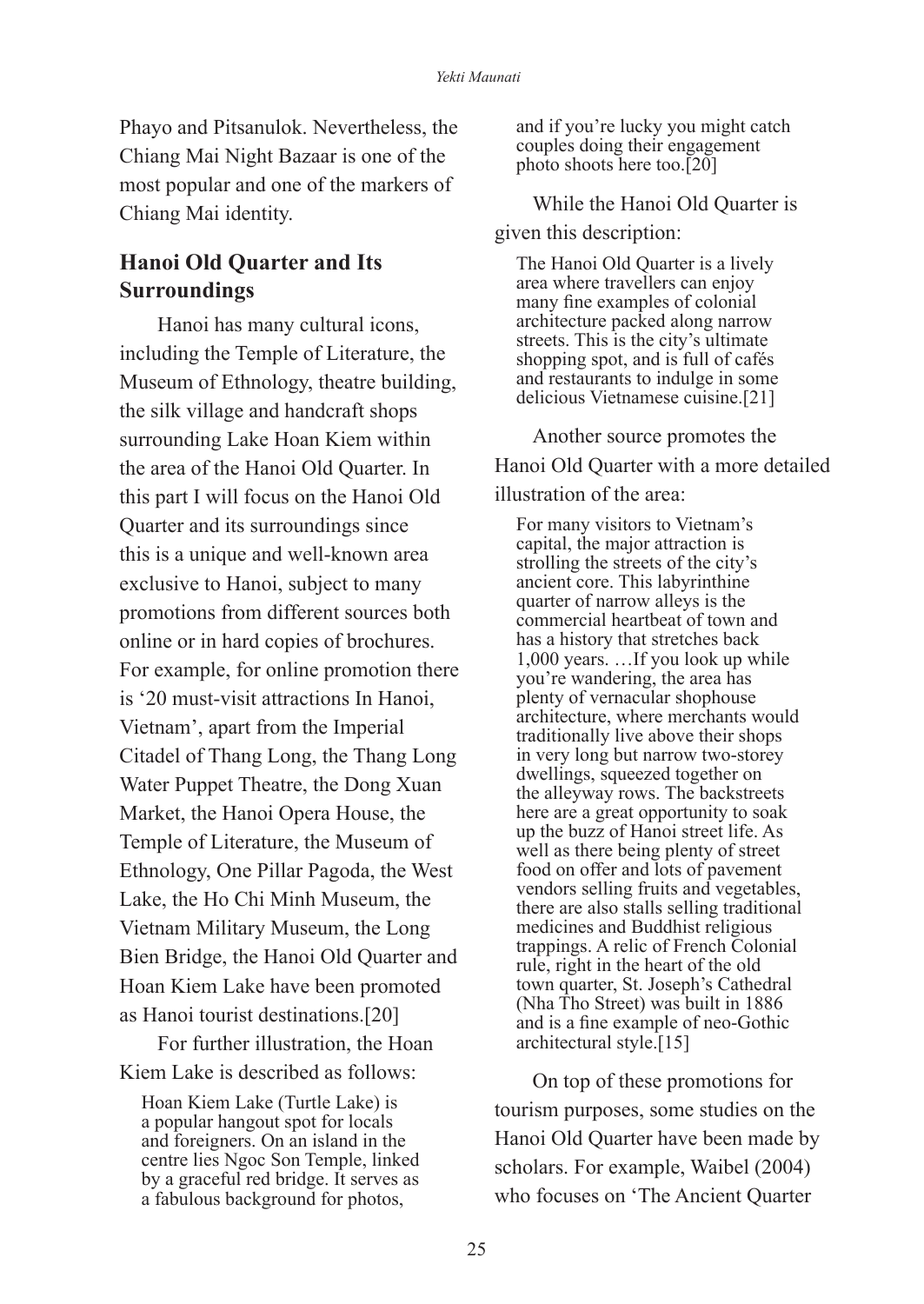Phayo and Pitsanulok. Nevertheless, the Chiang Mai Night Bazaar is one of the most popular and one of the markers of Chiang Mai identity.

## Hanoi Old Quarter and Its Surroundings

Hanoi has many cultural icons, including the Temple of Literature, the Museum of Ethnology, theatre building, the silk village and handcraft shops surrounding Lake Hoan Kiem within the area of the Hanoi Old Quarter. In this part I will focus on the Hanoi Old Quarter and its surroundings since this is a unique and well-known area exclusive to Hanoi, subject to many promotions from different sources both online or in hard copies of brochures. For example, for online promotion there is '20 must-visit attractions In Hanoi, Vietnam', apart from the Imperial Citadel of Thang Long, the Thang Long Water Puppet Theatre, the Dong Xuan Market, the Hanoi Opera House, the Temple of Literature, the Museum of Ethnology, One Pillar Pagoda, the West Lake, the Ho Chi Minh Museum, the Vietnam Military Museum, the Long Bien Bridge, the Hanoi Old Quarter and Hoan Kiem Lake have been promoted as Hanoi tourist destinations.[20]

For further illustration, the Hoan Kiem Lake is described as follows:

> Hoan Kiem Lake (Turtle Lake) is a popular hangout spot for locals and foreigners. On an island in the centre lies Ngoc Son Temple, linked by a graceful red bridge. It serves as a fabulous background for photos, and if you're lucky you might catch couples doing their engagement photo shoots here too.[20]

While the Hanoi Old Quarter is given this description:

> The Hanoi Old Quarter is a lively area where travellers can enjoy many fine examples of colonial architecture packed along narrow streets. This is the city's ultimate shopping spot, and is full of cafés and restaurants to indulge in some delicious Vietnamese cuisine.[21]

Another source promotes the Hanoi Old Quarter with a more detailed illustration of the area:

> For many visitors to Vietnam's capital, the major attraction is strolling the streets of the city's ancient core. This labyrinthine quarter of narrow alleys is the commercial heartbeat of town and has a history that stretches back 1,000 years. …If you look up while you're wandering, the area has plenty of vernacular shophouse architecture, where merchants would traditionally live above their shops in very long but narrow two-storey dwellings, squeezed together on the alleyway rows. The backstreets here are a great opportunity to soak up the buzz of Hanoi street life. As well as there being plenty of street food on offer and lots of pavement vendors selling fruits and vegetables, there are also stalls selling traditional medicines and Buddhist religious trappings. A relic of French Colonial rule, right in the heart of the old town quarter, St. Joseph's Cathedral (Nha Tho Street) was built in 1886 and is a fine example of neo-Gothic architectural style.[15]

On top of these promotions for tourism purposes, some studies on the Hanoi Old Quarter have been made by scholars. For example, Waibel (2004) who focuses on 'The Ancient Quarter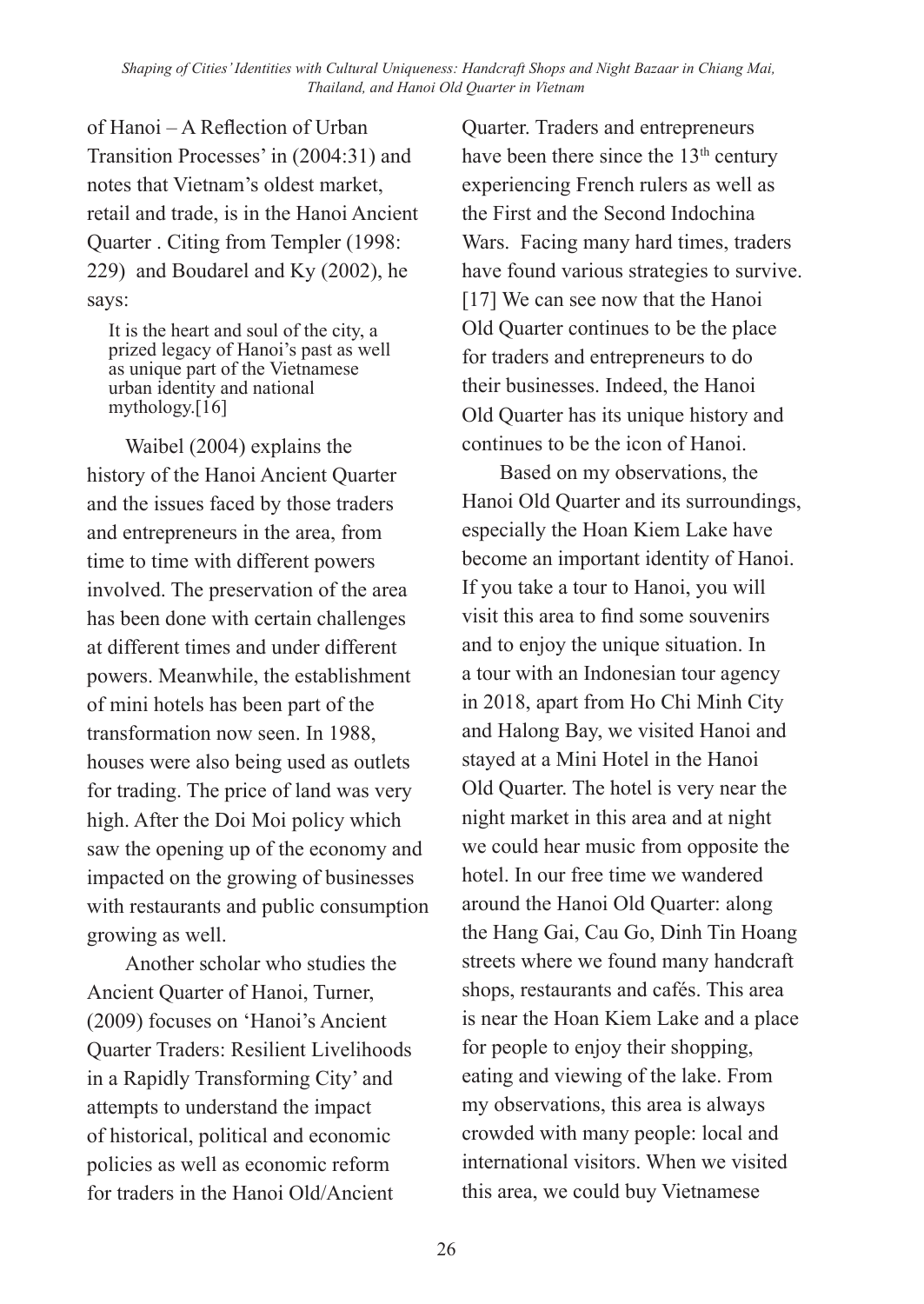of Hanoi – A Reflection of Urban Transition Processes' in (2004:31) and notes that Vietnam's oldest market, retail and trade, is in the Hanoi Ancient Quarter . Citing from Templer (1998: 229) and Boudarel and Ky (2002), he says:

> It is the heart and soul of the city, a prized legacy of Hanoi's past as well as unique part of the Vietnamese urban identity and national mythology.[16]

Waibel (2004) explains the history of the Hanoi Ancient Quarter and the issues faced by those traders and entrepreneurs in the area, from time to time with different powers involved. The preservation of the area has been done with certain challenges at different times and under different powers. Meanwhile, the establishment of mini hotels has been part of the transformation now seen. In 1988, houses were also being used as outlets for trading. The price of land was very high. After the Doi Moi policy which saw the opening up of the economy and impacted on the growing of businesses with restaurants and public consumption growing as well.

Another scholar who studies the Ancient Quarter of Hanoi, Turner, (2009) focuses on 'Hanoi's Ancient Quarter Traders: Resilient Livelihoods in a Rapidly Transforming City' and attempts to understand the impact of historical, political and economic policies as well as economic reform for traders in the Hanoi Old/Ancient Quarter. Traders and entrepreneurs have been there since the 13th century experiencing French rulers as well as the First and the Second Indochina Wars. Facing many hard times, traders have found various strategies to survive.[17] We can see now that the Hanoi Old Quarter continues to be the place for traders and entrepreneurs to do their businesses. Indeed, the Hanoi Old Quarter has its unique history and continues to be the icon of Hanoi.

Based on my observations, the Hanoi Old Quarter and its surroundings, especially the Hoan Kiem Lake have become an important identity of Hanoi. If you take a tour to Hanoi, you will visit this area to find some souvenirs and to enjoy the unique situation. In a tour with an Indonesian tour agency in 2018, apart from Ho Chi Minh City and Halong Bay, we visited Hanoi and stayed at a Mini Hotel in the Hanoi Old Quarter. The hotel is very near the night market in this area and at night we could hear music from opposite the hotel. In our free time we wandered around the Hanoi Old Quarter: along the Hang Gai, Cau Go, Dinh Tin Hoang streets where we found many handcraft shops, restaurants and cafés. This area is near the Hoan Kiem Lake and a place for people to enjoy their shopping, eating and viewing of the lake. From my observations, this area is always crowded with many people: local and international visitors. When we visited this area, we could buy Vietnamese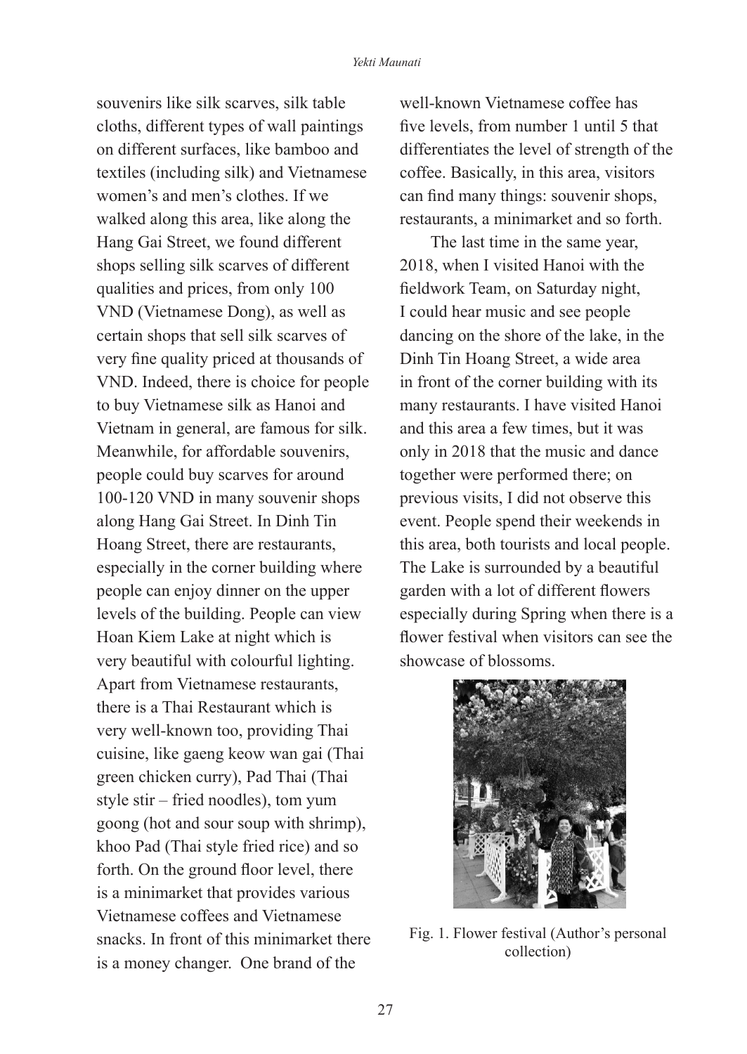souvenirs like silk scarves, silk table cloths, different types of wall paintings on different surfaces, like bamboo and textiles (including silk) and Vietnamese women's and men's clothes. If we walked along this area, like along the Hang Gai Street, we found different shops selling silk scarves of different qualities and prices, from only 100 VND (Vietnamese Dong), as well as certain shops that sell silk scarves of very fine quality priced at thousands of VND. Indeed, there is choice for people to buy Vietnamese silk as Hanoi and Vietnam in general, are famous for silk. Meanwhile, for affordable souvenirs, people could buy scarves for around 100-120 VND in many souvenir shops along Hang Gai Street. In Dinh Tin Hoang Street, there are restaurants, especially in the corner building where people can enjoy dinner on the upper levels of the building. People can view Hoan Kiem Lake at night which is very beautiful with colourful lighting. Apart from Vietnamese restaurants, there is a Thai Restaurant which is very well-known too, providing Thai cuisine, like gaeng keow wan gai (Thai green chicken curry), Pad Thai (Thai style stir – fried noodles), tom yum goong (hot and sour soup with shrimp), khoo Pad (Thai style fried rice) and so forth. On the ground floor level, there is a minimarket that provides various Vietnamese coffees and Vietnamese snacks. In front of this minimarket there is a money changer. One brand of the well-known Vietnamese coffee has five levels, from number 1 until 5 that differentiates the level of strength of the coffee. Basically, in this area, visitors can find many things: souvenir shops, restaurants, a minimarket and so forth.

The last time in the same year, 2018, when I visited Hanoi with the fieldwork Team, on Saturday night, I could hear music and see people dancing on the shore of the lake, in the Dinh Tin Hoang Street, a wide area in front of the corner building with its many restaurants. I have visited Hanoi and this area a few times, but it was only in 2018 that the music and dance together were performed there; on previous visits, I did not observe this event. People spend their weekends in this area, both tourists and local people. The Lake is surrounded by a beautiful garden with a lot of different flowers especially during Spring when there is a flower festival when visitors can see the showcase of blossoms.

Fig. 1. Flower festival (Author's personal collection)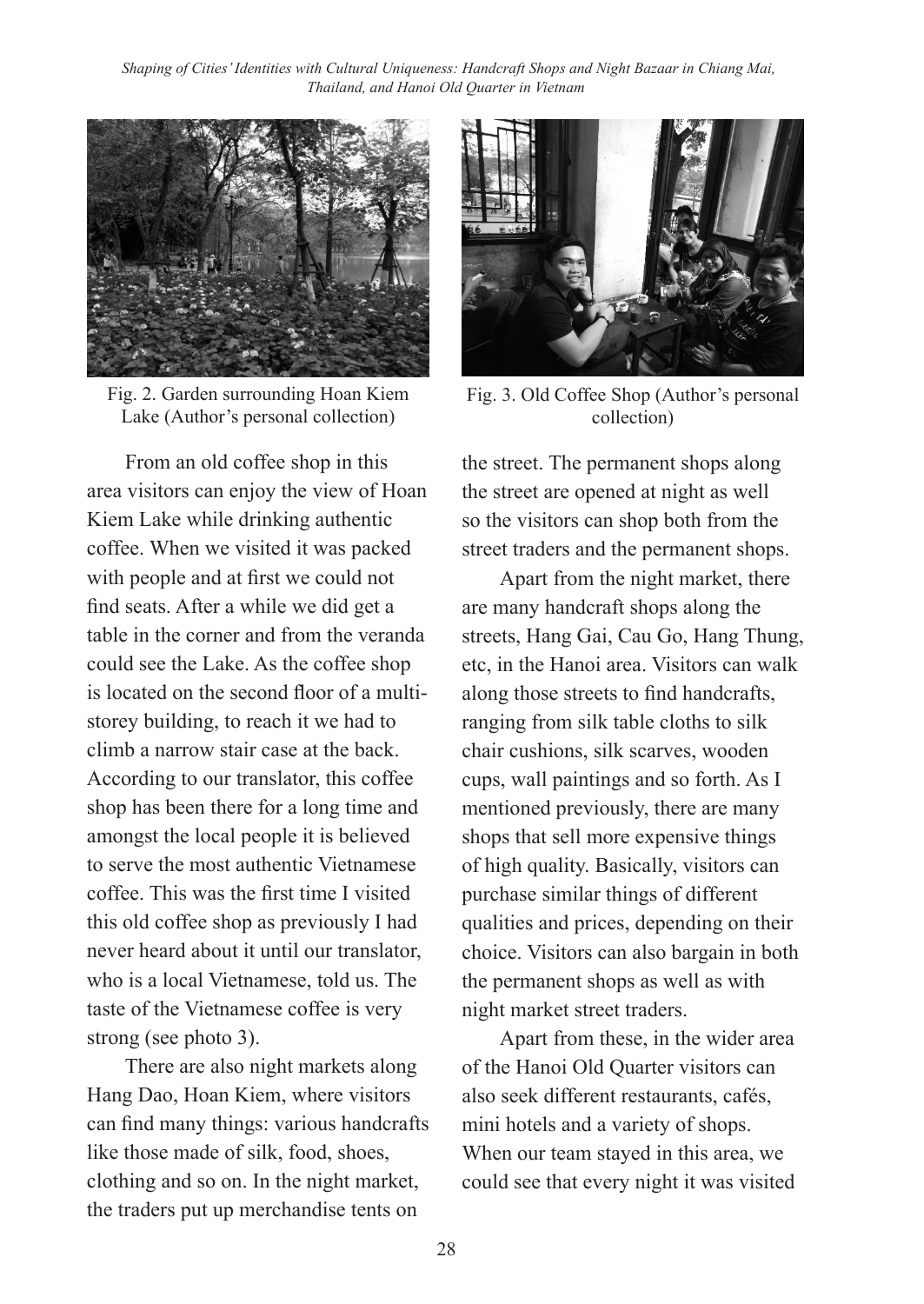Fig. 2. Garden surrounding Hoan Kiem Lake (Author's personal collection)

Fig. 3. Old Coffee Shop (Author's personal collection)

From an old coffee shop in this area visitors can enjoy the view of Hoan Kiem Lake while drinking authentic coffee. When we visited it was packed with people and at first we could not find seats. After a while we did get a table in the corner and from the veranda could see the Lake. As the coffee shop is located on the second floor of a multi-storey building, to reach it we had to climb a narrow stair case at the back. According to our translator, this coffee shop has been there for a long time and amongst the local people it is believed to serve the most authentic Vietnamese coffee. This was the first time I visited this old coffee shop as previously I had never heard about it until our translator, who is a local Vietnamese, told us. The taste of the Vietnamese coffee is very strong (see photo 3).

There are also night markets along Hang Dao, Hoan Kiem, where visitors can find many things: various handcrafts like those made of silk, food, shoes, clothing and so on. In the night market, the traders put up merchandise tents on the street. The permanent shops along the street are opened at night as well so the visitors can shop both from the street traders and the permanent shops.

Apart from the night market, there are many handcraft shops along the streets, Hang Gai, Cau Go, Hang Thung, etc, in the Hanoi area. Visitors can walk along those streets to find handcrafts, ranging from silk table cloths to silk chair cushions, silk scarves, wooden cups, wall paintings and so forth. As I mentioned previously, there are many shops that sell more expensive things of high quality. Basically, visitors can purchase similar things of different qualities and prices, depending on their choice. Visitors can also bargain in both the permanent shops as well as with night market street traders.

Apart from these, in the wider area of the Hanoi Old Quarter visitors can also seek different restaurants, cafés, mini hotels and a variety of shops. When our team stayed in this area, we could see that every night it was visited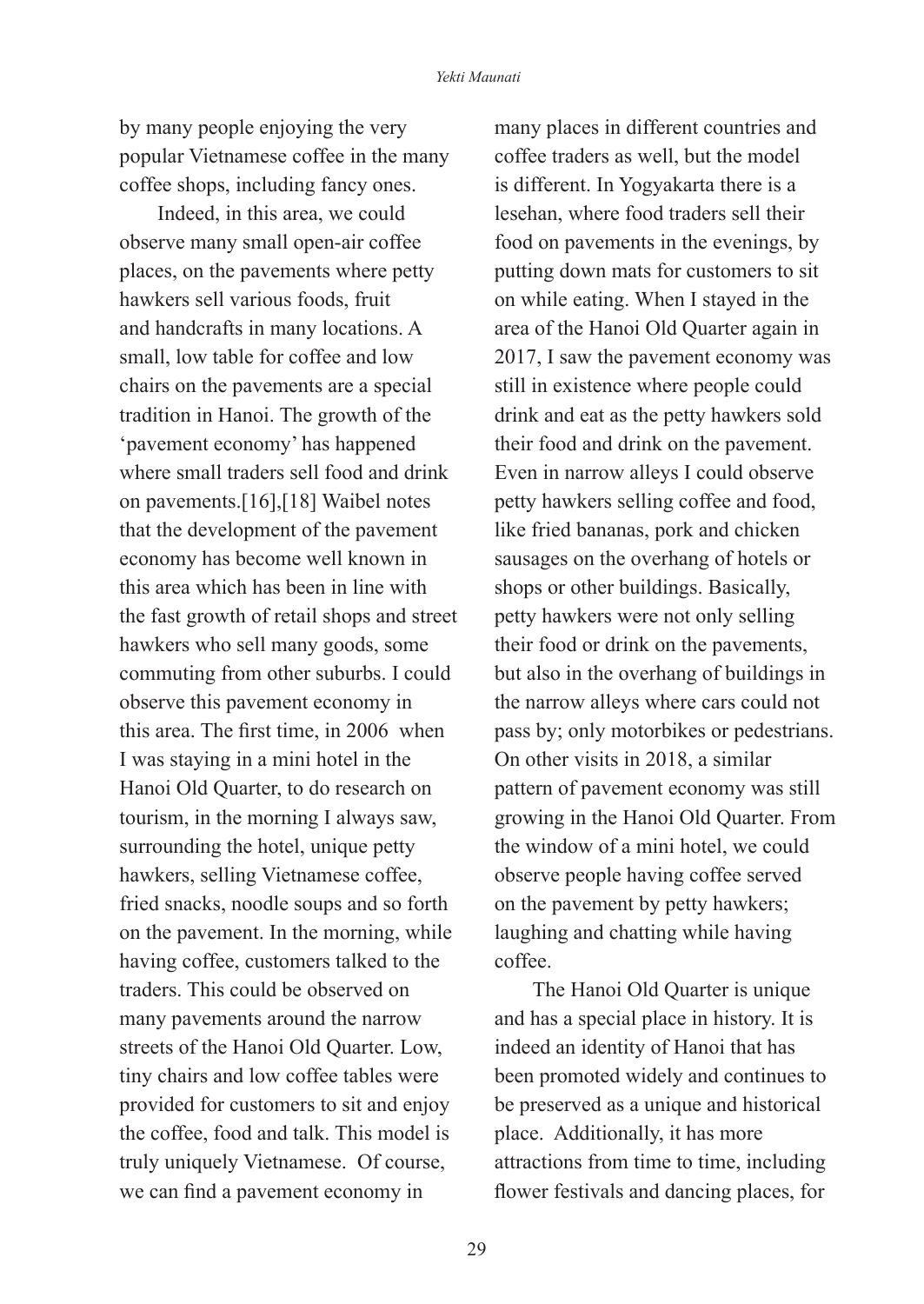by many people enjoying the very popular Vietnamese coffee in the many coffee shops, including fancy ones.

Indeed, in this area, we could observe many small open-air coffee places, on the pavements where petty hawkers sell various foods, fruit and handcrafts in many locations. A small, low table for coffee and low chairs on the pavements are a special tradition in Hanoi. The growth of the 'pavement economy' has happened where small traders sell food and drink on pavements.[16],[18] Waibel notes that the development of the pavement economy has become well known in this area which has been in line with the fast growth of retail shops and street hawkers who sell many goods, some commuting from other suburbs. I could observe this pavement economy in this area. The first time, in 2006 when I was staying in a mini hotel in the Hanoi Old Quarter, to do research on tourism, in the morning I always saw, surrounding the hotel, unique petty hawkers, selling Vietnamese coffee, fried snacks, noodle soups and so forth on the pavement. In the morning, while having coffee, customers talked to the traders. This could be observed on many pavements around the narrow streets of the Hanoi Old Quarter. Low, tiny chairs and low coffee tables were provided for customers to sit and enjoy the coffee, food and talk. This model is truly uniquely Vietnamese. Of course, we can find a pavement economy in many places in different countries and coffee traders as well, but the model is different. In Yogyakarta there is a lesehan, where food traders sell their food on pavements in the evenings, by putting down mats for customers to sit on while eating. When I stayed in the area of the Hanoi Old Quarter again in 2017, I saw the pavement economy was still in existence where people could drink and eat as the petty hawkers sold their food and drink on the pavement. Even in narrow alleys I could observe petty hawkers selling coffee and food, like fried bananas, pork and chicken sausages on the overhang of hotels or shops or other buildings. Basically, petty hawkers were not only selling their food or drink on the pavements, but also in the overhang of buildings in the narrow alleys where cars could not pass by; only motorbikes or pedestrians. On other visits in 2018, a similar pattern of pavement economy was still growing in the Hanoi Old Quarter. From the window of a mini hotel, we could observe people having coffee served on the pavement by petty hawkers; laughing and chatting while having coffee.

The Hanoi Old Quarter is unique and has a special place in history. It is indeed an identity of Hanoi that has been promoted widely and continues to be preserved as a unique and historical place. Additionally, it has more attractions from time to time, including flower festivals and dancing places, for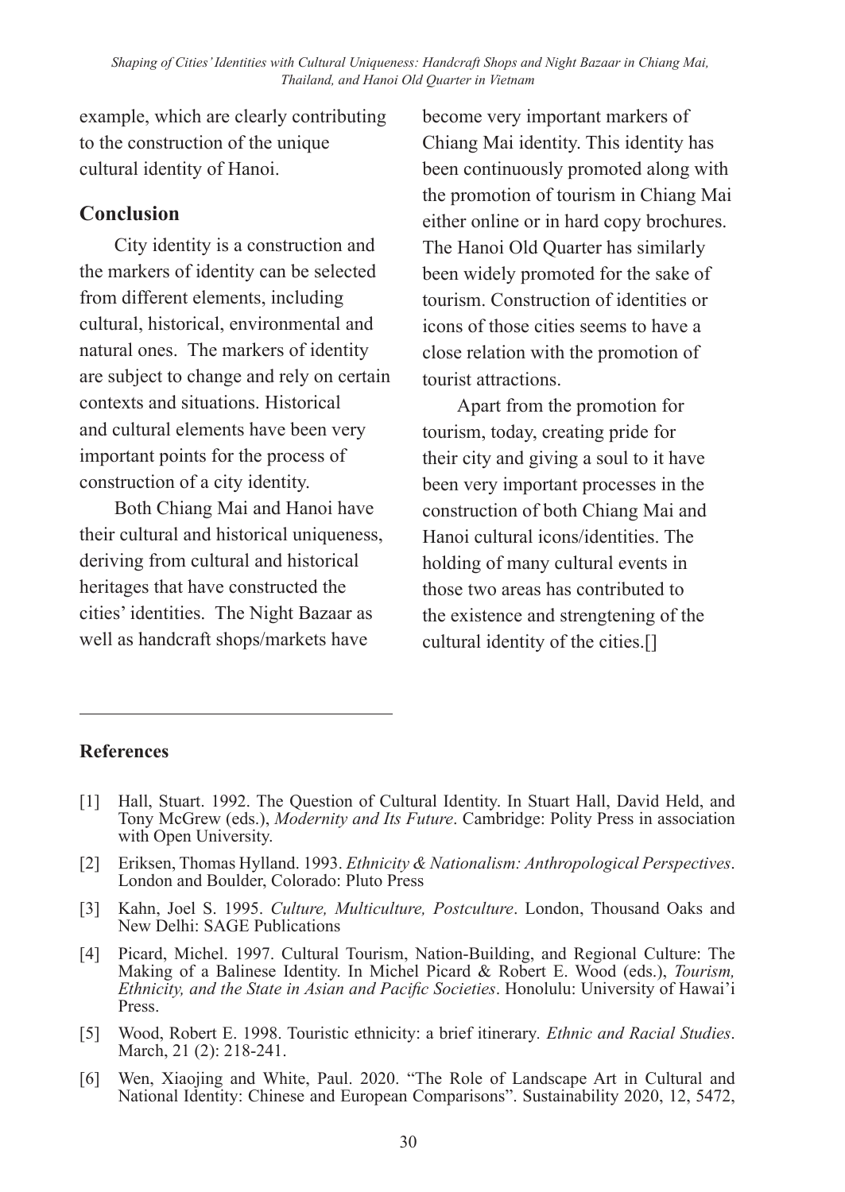example, which are clearly contributing to the construction of the unique cultural identity of Hanoi.

## Conclusion

City identity is a construction and the markers of identity can be selected from different elements, including cultural, historical, environmental and natural ones. The markers of identity are subject to change and rely on certain contexts and situations. Historical and cultural elements have been very important points for the process of construction of a city identity.

Both Chiang Mai and Hanoi have their cultural and historical uniqueness, deriving from cultural and historical heritages that have constructed the cities' identities. The Night Bazaar as well as handcraft shops/markets have become very important markers of Chiang Mai identity. This identity has been continuously promoted along with the promotion of tourism in Chiang Mai either online or in hard copy brochures. The Hanoi Old Quarter has similarly been widely promoted for the sake of tourism. Construction of identities or icons of those cities seems to have a close relation with the promotion of tourist attractions.

Apart from the promotion for tourism, today, creating pride for their city and giving a soul to it have been very important processes in the construction of both Chiang Mai and Hanoi cultural icons/identities. The holding of many cultural events in those two areas has contributed to the existence and strengtening of the cultural identity of the cities.[]

## References

[1] Hall, Stuart. 1992. The Question of Cultural Identity. In Stuart Hall, David Held, and Tony McGrew (eds.), *Modernity and Its Future*. Cambridge: Polity Press in association with Open University.

[2] Eriksen, Thomas Hylland. 1993. *Ethnicity & Nationalism: Anthropological Perspectives*. London and Boulder, Colorado: Pluto Press

[3] Kahn, Joel S. 1995. *Culture, Multiculture, Postculture*. London, Thousand Oaks and New Delhi: SAGE Publications

[4] Picard, Michel. 1997. Cultural Tourism, Nation-Building, and Regional Culture: The Making of a Balinese Identity. In Michel Picard & Robert E. Wood (eds.), *Tourism, Ethnicity, and the State in Asian and Pacific Societies*. Honolulu: University of Hawai'i Press.

[5] Wood, Robert E. 1998. Touristic ethnicity: a brief itinerary. *Ethnic and Racial Studies*. March, 21 (2): 218-241.

[6] Wen, Xiaojing and White, Paul. 2020. "The Role of Landscape Art in Cultural and National Identity: Chinese and European Comparisons". Sustainability 2020, 12, 5472,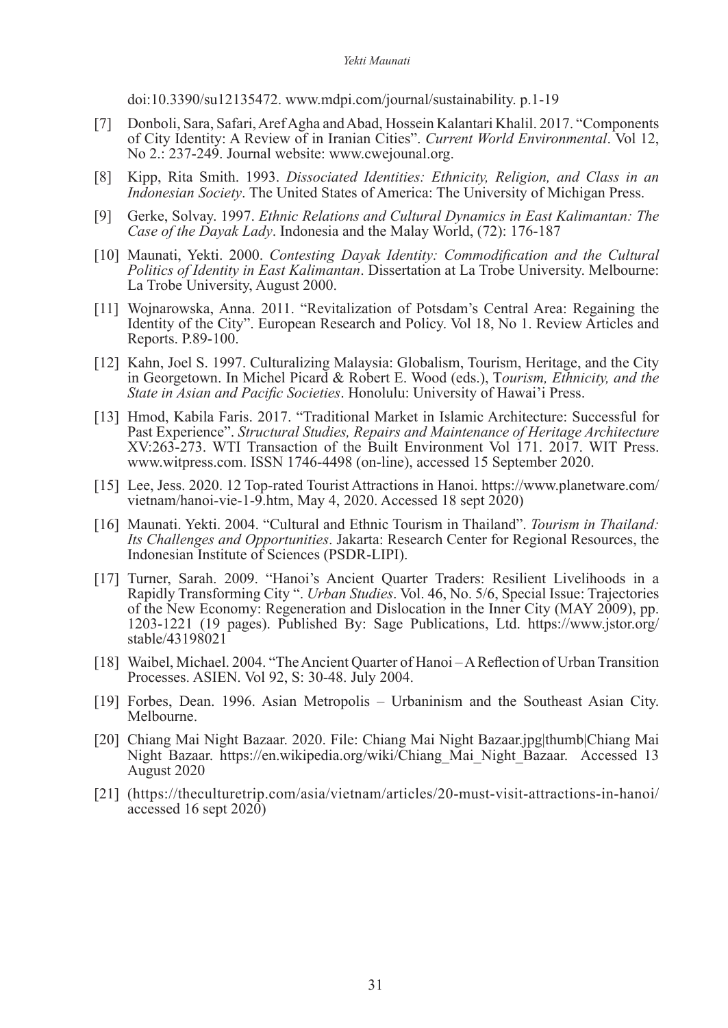doi:10.3390/su12135472. www.mdpi.com/journal/sustainability. p.1-19

[7] Donboli, Sara, Safari, Aref Agha and Abad, Hossein Kalantari Khalil. 2017. "Components of City Identity: A Review of in Iranian Cities". *Current World Environmental*. Vol 12, No 2.: 237-249. Journal website: www.cwejounal.org.

[8] Kipp, Rita Smith. 1993. *Dissociated Identities: Ethnicity, Religion, and Class in an Indonesian Society*. The United States of America: The University of Michigan Press.

[9] Gerke, Solvay. 1997. *Ethnic Relations and Cultural Dynamics in East Kalimantan: The Case of the Dayak Lady*. Indonesia and the Malay World, (72): 176-187

[10] Maunati, Yekti. 2000. *Contesting Dayak Identity: Commodification and the Cultural Politics of Identity in East Kalimantan*. Dissertation at La Trobe University. Melbourne: La Trobe University, August 2000.

[11] Wojnarowska, Anna. 2011. "Revitalization of Potsdam's Central Area: Regaining the Identity of the City". European Research and Policy. Vol 18, No 1. Review Articles and Reports. P.89-100.

[12] Kahn, Joel S. 1997. Culturalizing Malaysia: Globalism, Tourism, Heritage, and the City in Georgetown. In Michel Picard & Robert E. Wood (eds.), T*ourism, Ethnicity, and the State in Asian and Pacific Societies*. Honolulu: University of Hawai'i Press.

[13] Hmod, Kabila Faris. 2017. "Traditional Market in Islamic Architecture: Successful for Past Experience". *Structural Studies, Repairs and Maintenance of Heritage Architecture* XV:263-273. WTI Transaction of the Built Environment Vol 171. 2017. WIT Press. www.witpress.com. ISSN 1746-4498 (on-line), accessed 15 September 2020.

[15] Lee, Jess. 2020. 12 Top-rated Tourist Attractions in Hanoi. https://www.planetware.com/vietnam/hanoi-vie-1-9.htm, May 4, 2020. Accessed 18 sept 2020)

[16] Maunati. Yekti. 2004. "Cultural and Ethnic Tourism in Thailand". *Tourism in Thailand: Its Challenges and Opportunities*. Jakarta: Research Center for Regional Resources, the Indonesian Institute of Sciences (PSDR-LIPI).

[17] Turner, Sarah. 2009. "Hanoi's Ancient Quarter Traders: Resilient Livelihoods in a Rapidly Transforming City ". *Urban Studies*. Vol. 46, No. 5/6, Special Issue: Trajectories of the New Economy: Regeneration and Dislocation in the Inner City (MAY 2009), pp. 1203-1221 (19 pages). Published By: Sage Publications, Ltd. https://www.jstor.org/stable/43198021

[18] Waibel, Michael. 2004. "The Ancient Quarter of Hanoi – A Reflection of Urban Transition Processes. ASIEN. Vol 92, S: 30-48. July 2004.

[19] Forbes, Dean. 1996. Asian Metropolis – Urbaninism and the Southeast Asian City. Melbourne.

[20] Chiang Mai Night Bazaar. 2020. File: Chiang Mai Night Bazaar.jpg|thumb|Chiang Mai Night Bazaar. https://en.wikipedia.org/wiki/Chiang_Mai_Night_Bazaar. Accessed 13 August 2020

[21] (https://theculturetrip.com/asia/vietnam/articles/20-must-visit-attractions-in-hanoi/ accessed 16 sept 2020)